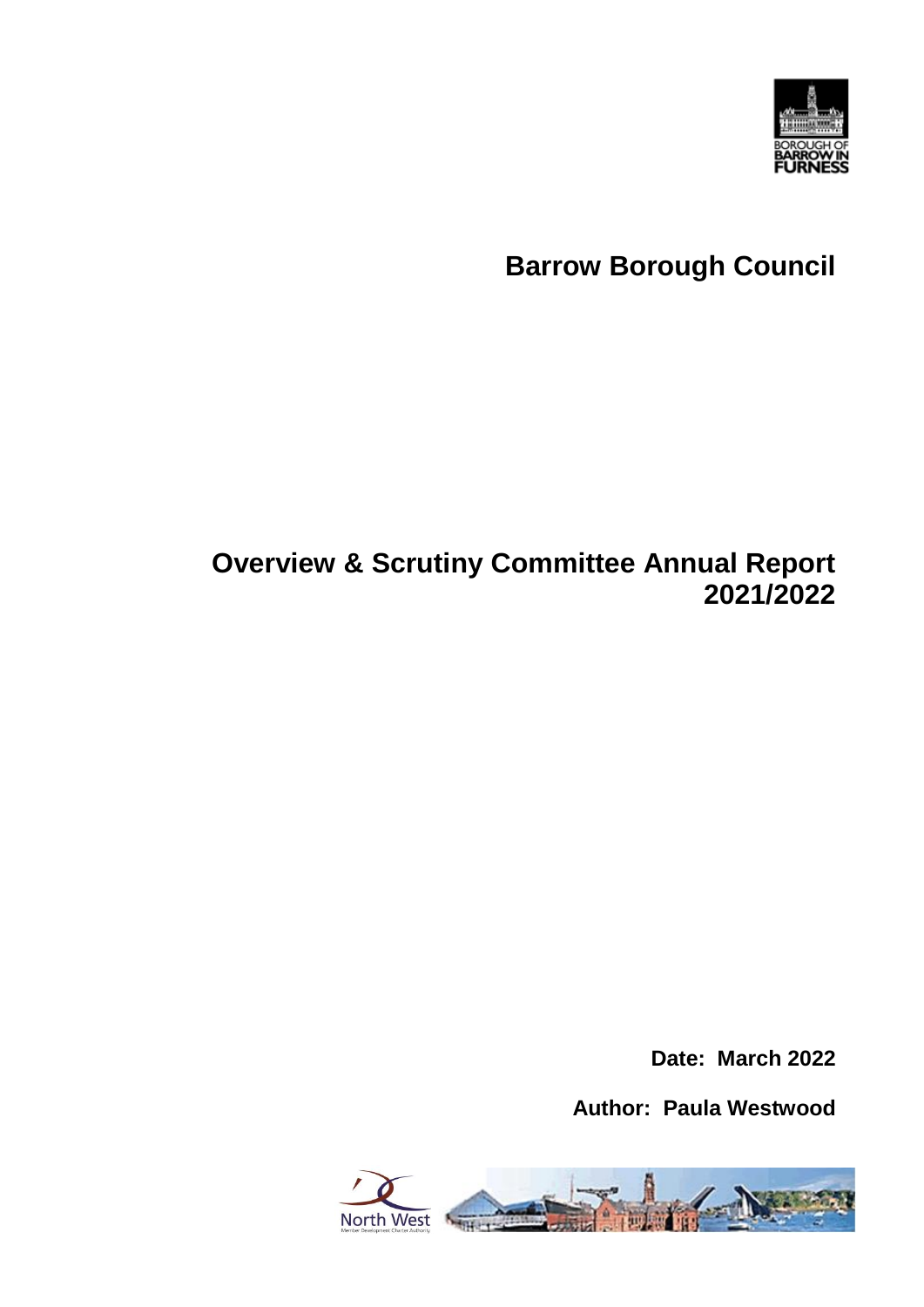BOROUGH OF BARROW IN FURNESS

# Barrow Borough Council

# Overview & Scrutiny Committee Annual Report 2021/2022

**Date: March 2022**

**Author: Paula Westwood**

North West Member Development Charter Authority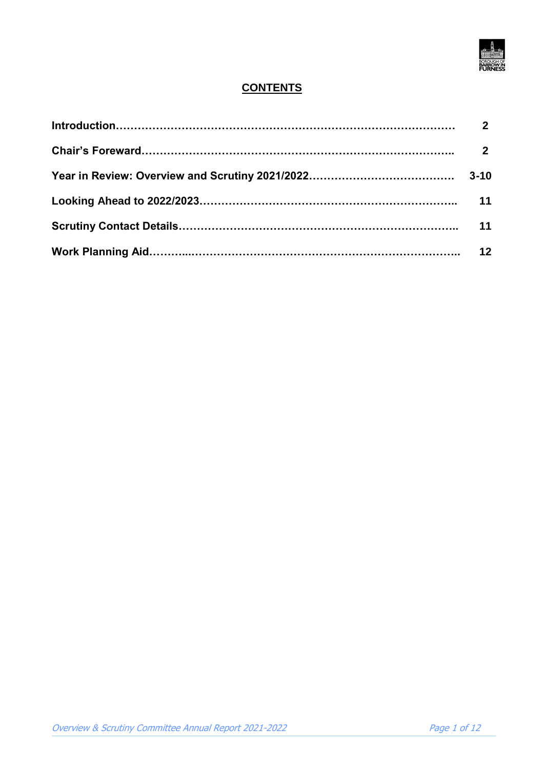# CONTENTS

| | |
|---|---|
| **Introduction……………………………………………………………………………** | **2** |
| **Chair's Foreward………………………………………………………………………..** | **2** |
| **Year in Review: Overview and Scrutiny 2021/2022…………………………………** | **3-10** |
| **Looking Ahead to 2022/2023……………………………………………………………..** | **11** |
| **Scrutiny Contact Details…………………………………………………………………..** | **11** |
| **Work Planning Aid………...…………………………………………………………………..** | **12** |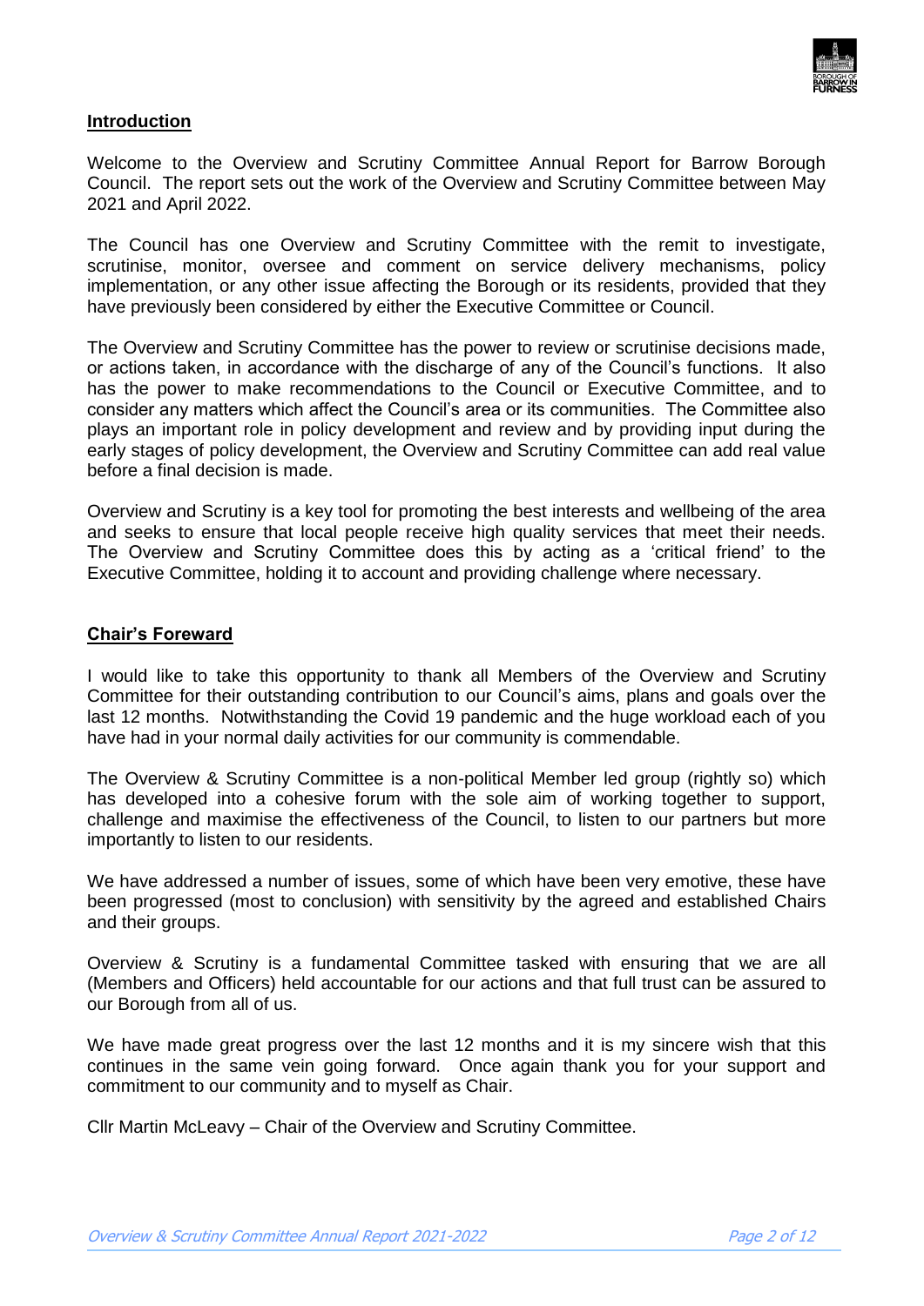## Introduction

Welcome to the Overview and Scrutiny Committee Annual Report for Barrow Borough Council. The report sets out the work of the Overview and Scrutiny Committee between May 2021 and April 2022.

The Council has one Overview and Scrutiny Committee with the remit to investigate, scrutinise, monitor, oversee and comment on service delivery mechanisms, policy implementation, or any other issue affecting the Borough or its residents, provided that they have previously been considered by either the Executive Committee or Council.

The Overview and Scrutiny Committee has the power to review or scrutinise decisions made, or actions taken, in accordance with the discharge of any of the Council's functions. It also has the power to make recommendations to the Council or Executive Committee, and to consider any matters which affect the Council's area or its communities. The Committee also plays an important role in policy development and review and by providing input during the early stages of policy development, the Overview and Scrutiny Committee can add real value before a final decision is made.

Overview and Scrutiny is a key tool for promoting the best interests and wellbeing of the area and seeks to ensure that local people receive high quality services that meet their needs. The Overview and Scrutiny Committee does this by acting as a 'critical friend' to the Executive Committee, holding it to account and providing challenge where necessary.

## Chair's Foreward

I would like to take this opportunity to thank all Members of the Overview and Scrutiny Committee for their outstanding contribution to our Council's aims, plans and goals over the last 12 months. Notwithstanding the Covid 19 pandemic and the huge workload each of you have had in your normal daily activities for our community is commendable.

The Overview & Scrutiny Committee is a non-political Member led group (rightly so) which has developed into a cohesive forum with the sole aim of working together to support, challenge and maximise the effectiveness of the Council, to listen to our partners but more importantly to listen to our residents.

We have addressed a number of issues, some of which have been very emotive, these have been progressed (most to conclusion) with sensitivity by the agreed and established Chairs and their groups.

Overview & Scrutiny is a fundamental Committee tasked with ensuring that we are all (Members and Officers) held accountable for our actions and that full trust can be assured to our Borough from all of us.

We have made great progress over the last 12 months and it is my sincere wish that this continues in the same vein going forward. Once again thank you for your support and commitment to our community and to myself as Chair.

Cllr Martin McLeavy – Chair of the Overview and Scrutiny Committee.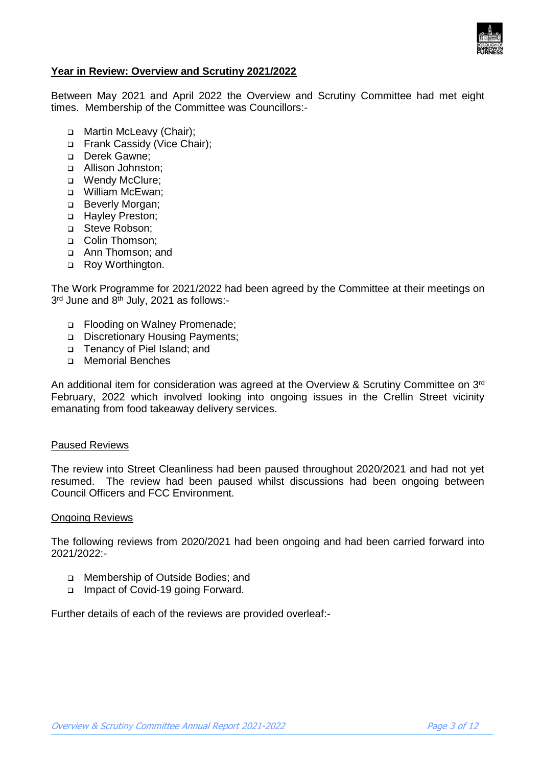## Year in Review: Overview and Scrutiny 2021/2022

Between May 2021 and April 2022 the Overview and Scrutiny Committee had met eight times. Membership of the Committee was Councillors:-

- Martin McLeavy (Chair);
- Frank Cassidy (Vice Chair);
- Derek Gawne;
- Allison Johnston;
- Wendy McClure;
- William McEwan;
- Beverly Morgan;
- Hayley Preston;
- Steve Robson;
- Colin Thomson;
- Ann Thomson; and
- Roy Worthington.

The Work Programme for 2021/2022 had been agreed by the Committee at their meetings on 3rd June and 8th July, 2021 as follows:-

- Flooding on Walney Promenade;
- Discretionary Housing Payments;
- Tenancy of Piel Island; and
- Memorial Benches

An additional item for consideration was agreed at the Overview & Scrutiny Committee on 3rd February, 2022 which involved looking into ongoing issues in the Crellin Street vicinity emanating from food takeaway delivery services.

### Paused Reviews

The review into Street Cleanliness had been paused throughout 2020/2021 and had not yet resumed. The review had been paused whilst discussions had been ongoing between Council Officers and FCC Environment.

### Ongoing Reviews

The following reviews from 2020/2021 had been ongoing and had been carried forward into 2021/2022:-

- Membership of Outside Bodies; and
- Impact of Covid-19 going Forward.

Further details of each of the reviews are provided overleaf:-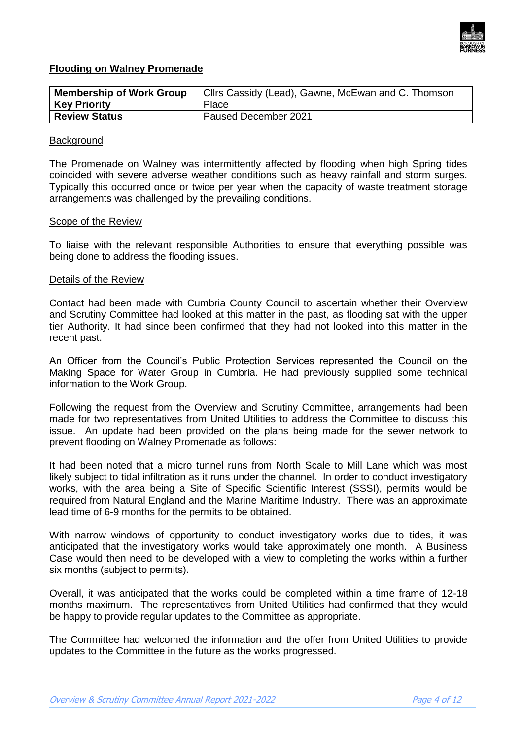**Flooding on Walney Promenade**

| **Membership of Work Group** | Cllrs Cassidy (Lead), Gawne, McEwan and C. Thomson |
|---|---|
| **Key Priority** | Place |
| **Review Status** | Paused December 2021 |

Background

The Promenade on Walney was intermittently affected by flooding when high Spring tides coincided with severe adverse weather conditions such as heavy rainfall and storm surges. Typically this occurred once or twice per year when the capacity of waste treatment storage arrangements was challenged by the prevailing conditions.

Scope of the Review

To liaise with the relevant responsible Authorities to ensure that everything possible was being done to address the flooding issues.

Details of the Review

Contact had been made with Cumbria County Council to ascertain whether their Overview and Scrutiny Committee had looked at this matter in the past, as flooding sat with the upper tier Authority. It had since been confirmed that they had not looked into this matter in the recent past.

An Officer from the Council's Public Protection Services represented the Council on the Making Space for Water Group in Cumbria. He had previously supplied some technical information to the Work Group.

Following the request from the Overview and Scrutiny Committee, arrangements had been made for two representatives from United Utilities to address the Committee to discuss this issue. An update had been provided on the plans being made for the sewer network to prevent flooding on Walney Promenade as follows:

It had been noted that a micro tunnel runs from North Scale to Mill Lane which was most likely subject to tidal infiltration as it runs under the channel. In order to conduct investigatory works, with the area being a Site of Specific Scientific Interest (SSSI), permits would be required from Natural England and the Marine Maritime Industry. There was an approximate lead time of 6-9 months for the permits to be obtained.

With narrow windows of opportunity to conduct investigatory works due to tides, it was anticipated that the investigatory works would take approximately one month. A Business Case would then need to be developed with a view to completing the works within a further six months (subject to permits).

Overall, it was anticipated that the works could be completed within a time frame of 12-18 months maximum. The representatives from United Utilities had confirmed that they would be happy to provide regular updates to the Committee as appropriate.

The Committee had welcomed the information and the offer from United Utilities to provide updates to the Committee in the future as the works progressed.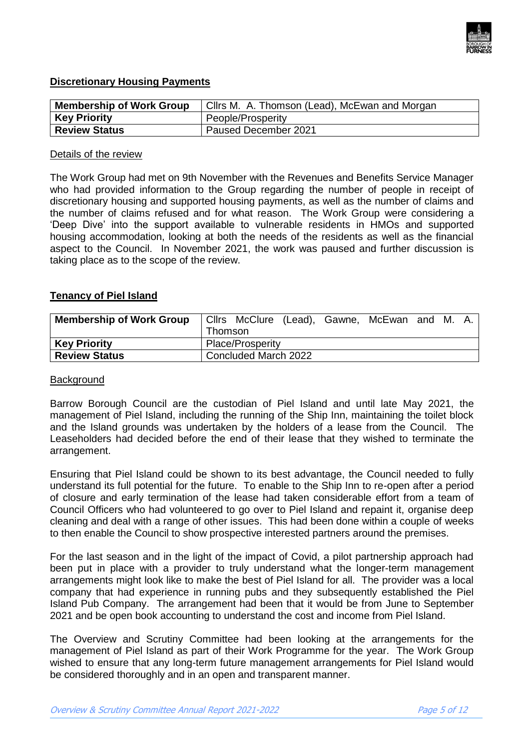**Discretionary Housing Payments**

| Membership of Work Group | Cllrs M. A. Thomson (Lead), McEwan and Morgan |
|---|---|
| **Key Priority** | People/Prosperity |
| **Review Status** | Paused December 2021 |

Details of the review

The Work Group had met on 9th November with the Revenues and Benefits Service Manager who had provided information to the Group regarding the number of people in receipt of discretionary housing and supported housing payments, as well as the number of claims and the number of claims refused and for what reason. The Work Group were considering a 'Deep Dive' into the support available to vulnerable residents in HMOs and supported housing accommodation, looking at both the needs of the residents as well as the financial aspect to the Council. In November 2021, the work was paused and further discussion is taking place as to the scope of the review.

**Tenancy of Piel Island**

| Membership of Work Group | Cllrs McClure (Lead), Gawne, McEwan and M. A. Thomson |
|---|---|
| **Key Priority** | Place/Prosperity |
| **Review Status** | Concluded March 2022 |

Background

Barrow Borough Council are the custodian of Piel Island and until late May 2021, the management of Piel Island, including the running of the Ship Inn, maintaining the toilet block and the Island grounds was undertaken by the holders of a lease from the Council. The Leaseholders had decided before the end of their lease that they wished to terminate the arrangement.

Ensuring that Piel Island could be shown to its best advantage, the Council needed to fully understand its full potential for the future. To enable to the Ship Inn to re-open after a period of closure and early termination of the lease had taken considerable effort from a team of Council Officers who had volunteered to go over to Piel Island and repaint it, organise deep cleaning and deal with a range of other issues. This had been done within a couple of weeks to then enable the Council to show prospective interested partners around the premises.

For the last season and in the light of the impact of Covid, a pilot partnership approach had been put in place with a provider to truly understand what the longer-term management arrangements might look like to make the best of Piel Island for all. The provider was a local company that had experience in running pubs and they subsequently established the Piel Island Pub Company. The arrangement had been that it would be from June to September 2021 and be open book accounting to understand the cost and income from Piel Island.

The Overview and Scrutiny Committee had been looking at the arrangements for the management of Piel Island as part of their Work Programme for the year. The Work Group wished to ensure that any long-term future management arrangements for Piel Island would be considered thoroughly and in an open and transparent manner.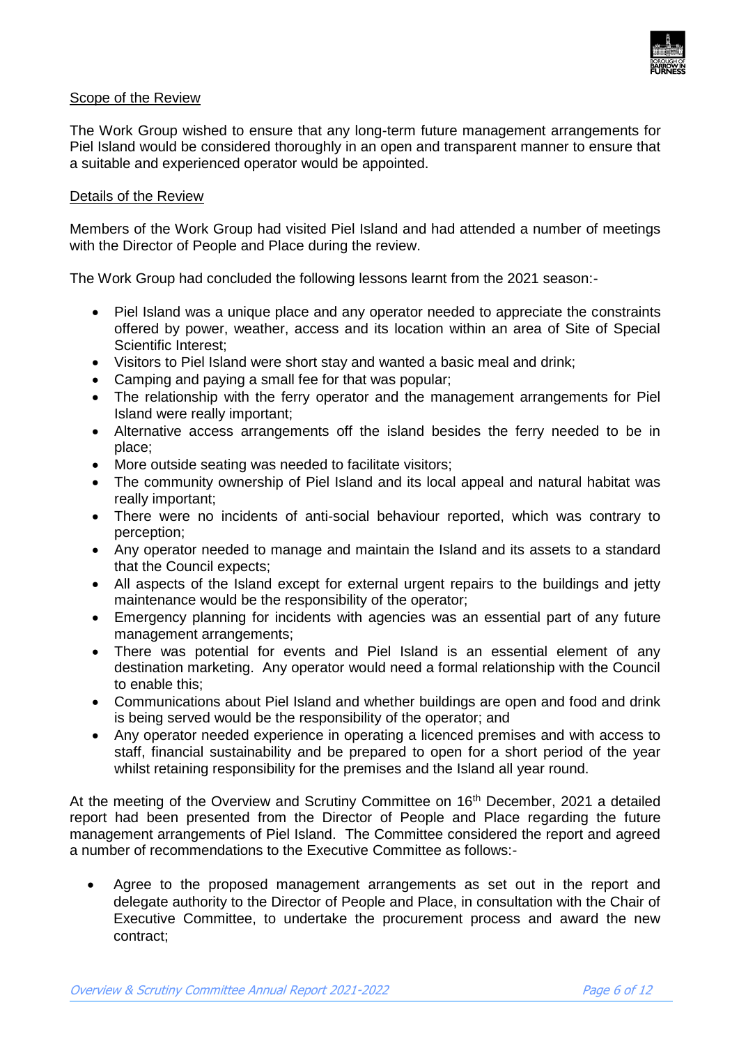Scope of the Review

The Work Group wished to ensure that any long-term future management arrangements for Piel Island would be considered thoroughly in an open and transparent manner to ensure that a suitable and experienced operator would be appointed.

Details of the Review

Members of the Work Group had visited Piel Island and had attended a number of meetings with the Director of People and Place during the review.

The Work Group had concluded the following lessons learnt from the 2021 season:-

- Piel Island was a unique place and any operator needed to appreciate the constraints offered by power, weather, access and its location within an area of Site of Special Scientific Interest;
- Visitors to Piel Island were short stay and wanted a basic meal and drink;
- Camping and paying a small fee for that was popular;
- The relationship with the ferry operator and the management arrangements for Piel Island were really important;
- Alternative access arrangements off the island besides the ferry needed to be in place;
- More outside seating was needed to facilitate visitors;
- The community ownership of Piel Island and its local appeal and natural habitat was really important;
- There were no incidents of anti-social behaviour reported, which was contrary to perception;
- Any operator needed to manage and maintain the Island and its assets to a standard that the Council expects;
- All aspects of the Island except for external urgent repairs to the buildings and jetty maintenance would be the responsibility of the operator;
- Emergency planning for incidents with agencies was an essential part of any future management arrangements;
- There was potential for events and Piel Island is an essential element of any destination marketing. Any operator would need a formal relationship with the Council to enable this;
- Communications about Piel Island and whether buildings are open and food and drink is being served would be the responsibility of the operator; and
- Any operator needed experience in operating a licenced premises and with access to staff, financial sustainability and be prepared to open for a short period of the year whilst retaining responsibility for the premises and the Island all year round.

At the meeting of the Overview and Scrutiny Committee on 16th December, 2021 a detailed report had been presented from the Director of People and Place regarding the future management arrangements of Piel Island. The Committee considered the report and agreed a number of recommendations to the Executive Committee as follows:-

- Agree to the proposed management arrangements as set out in the report and delegate authority to the Director of People and Place, in consultation with the Chair of Executive Committee, to undertake the procurement process and award the new contract;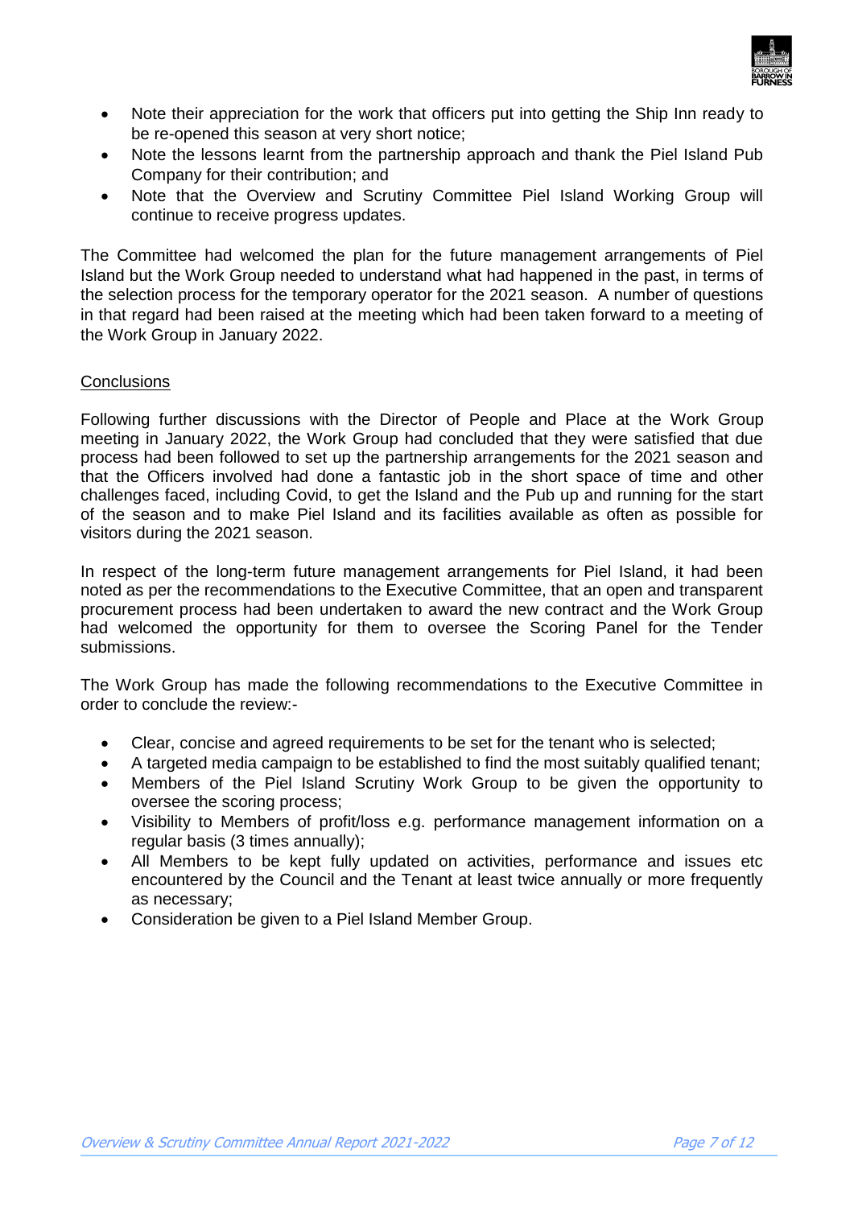- Note their appreciation for the work that officers put into getting the Ship Inn ready to be re-opened this season at very short notice;
- Note the lessons learnt from the partnership approach and thank the Piel Island Pub Company for their contribution; and
- Note that the Overview and Scrutiny Committee Piel Island Working Group will continue to receive progress updates.

The Committee had welcomed the plan for the future management arrangements of Piel Island but the Work Group needed to understand what had happened in the past, in terms of the selection process for the temporary operator for the 2021 season. A number of questions in that regard had been raised at the meeting which had been taken forward to a meeting of the Work Group in January 2022.

Conclusions

Following further discussions with the Director of People and Place at the Work Group meeting in January 2022, the Work Group had concluded that they were satisfied that due process had been followed to set up the partnership arrangements for the 2021 season and that the Officers involved had done a fantastic job in the short space of time and other challenges faced, including Covid, to get the Island and the Pub up and running for the start of the season and to make Piel Island and its facilities available as often as possible for visitors during the 2021 season.

In respect of the long-term future management arrangements for Piel Island, it had been noted as per the recommendations to the Executive Committee, that an open and transparent procurement process had been undertaken to award the new contract and the Work Group had welcomed the opportunity for them to oversee the Scoring Panel for the Tender submissions.

The Work Group has made the following recommendations to the Executive Committee in order to conclude the review:-

- Clear, concise and agreed requirements to be set for the tenant who is selected;
- A targeted media campaign to be established to find the most suitably qualified tenant;
- Members of the Piel Island Scrutiny Work Group to be given the opportunity to oversee the scoring process;
- Visibility to Members of profit/loss e.g. performance management information on a regular basis (3 times annually);
- All Members to be kept fully updated on activities, performance and issues etc encountered by the Council and the Tenant at least twice annually or more frequently as necessary;
- Consideration be given to a Piel Island Member Group.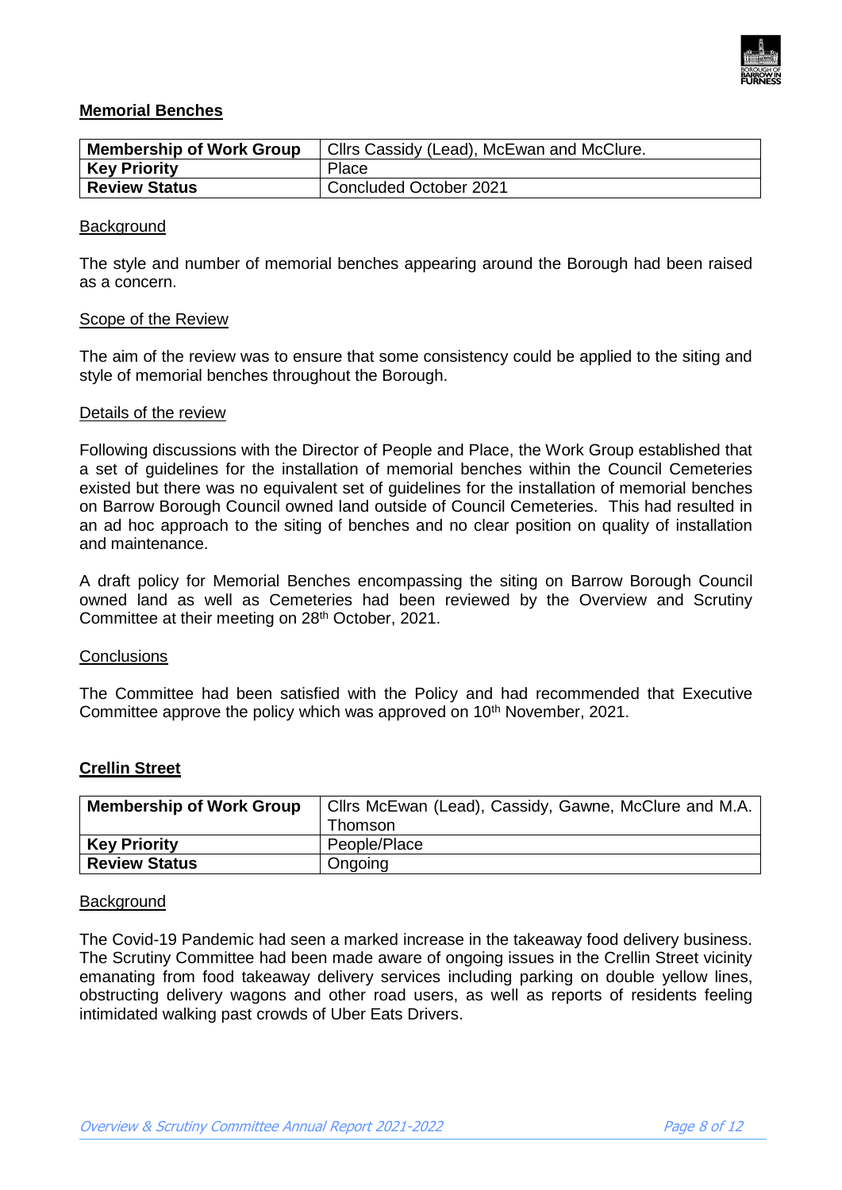## Memorial Benches

| Membership of Work Group | Cllrs Cassidy (Lead), McEwan and McClure. |
|---|---|
| **Key Priority** | Place |
| **Review Status** | Concluded October 2021 |

### Background

The style and number of memorial benches appearing around the Borough had been raised as a concern.

### Scope of the Review

The aim of the review was to ensure that some consistency could be applied to the siting and style of memorial benches throughout the Borough.

### Details of the review

Following discussions with the Director of People and Place, the Work Group established that a set of guidelines for the installation of memorial benches within the Council Cemeteries existed but there was no equivalent set of guidelines for the installation of memorial benches on Barrow Borough Council owned land outside of Council Cemeteries. This had resulted in an ad hoc approach to the siting of benches and no clear position on quality of installation and maintenance.

A draft policy for Memorial Benches encompassing the siting on Barrow Borough Council owned land as well as Cemeteries had been reviewed by the Overview and Scrutiny Committee at their meeting on 28th October, 2021.

### Conclusions

The Committee had been satisfied with the Policy and had recommended that Executive Committee approve the policy which was approved on 10th November, 2021.

## Crellin Street

| Membership of Work Group | Cllrs McEwan (Lead), Cassidy, Gawne, McClure and M.A. Thomson |
|---|---|
| **Key Priority** | People/Place |
| **Review Status** | Ongoing |

### Background

The Covid-19 Pandemic had seen a marked increase in the takeaway food delivery business. The Scrutiny Committee had been made aware of ongoing issues in the Crellin Street vicinity emanating from food takeaway delivery services including parking on double yellow lines, obstructing delivery wagons and other road users, as well as reports of residents feeling intimidated walking past crowds of Uber Eats Drivers.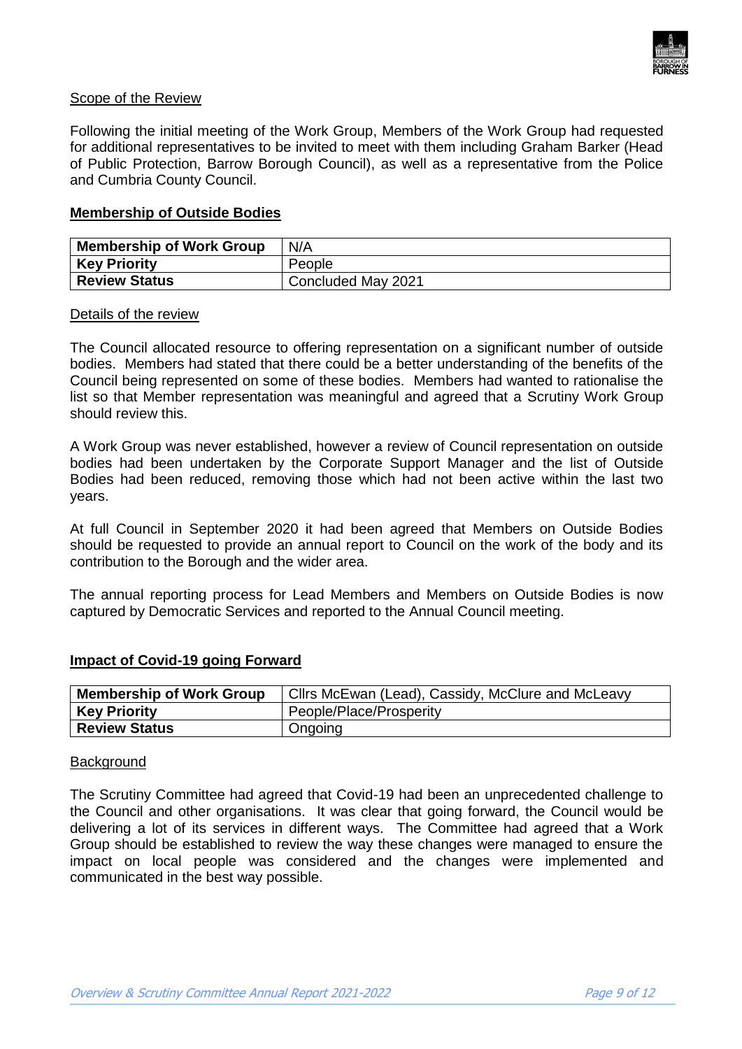Scope of the Review

Following the initial meeting of the Work Group, Members of the Work Group had requested for additional representatives to be invited to meet with them including Graham Barker (Head of Public Protection, Barrow Borough Council), as well as a representative from the Police and Cumbria County Council.

## Membership of Outside Bodies

| **Membership of Work Group** | N/A |
|---|---|
| **Key Priority** | People |
| **Review Status** | Concluded May 2021 |

Details of the review

The Council allocated resource to offering representation on a significant number of outside bodies. Members had stated that there could be a better understanding of the benefits of the Council being represented on some of these bodies. Members had wanted to rationalise the list so that Member representation was meaningful and agreed that a Scrutiny Work Group should review this.

A Work Group was never established, however a review of Council representation on outside bodies had been undertaken by the Corporate Support Manager and the list of Outside Bodies had been reduced, removing those which had not been active within the last two years.

At full Council in September 2020 it had been agreed that Members on Outside Bodies should be requested to provide an annual report to Council on the work of the body and its contribution to the Borough and the wider area.

The annual reporting process for Lead Members and Members on Outside Bodies is now captured by Democratic Services and reported to the Annual Council meeting.

## Impact of Covid-19 going Forward

| **Membership of Work Group** | Cllrs McEwan (Lead), Cassidy, McClure and McLeavy |
|---|---|
| **Key Priority** | People/Place/Prosperity |
| **Review Status** | Ongoing |

Background

The Scrutiny Committee had agreed that Covid-19 had been an unprecedented challenge to the Council and other organisations. It was clear that going forward, the Council would be delivering a lot of its services in different ways. The Committee had agreed that a Work Group should be established to review the way these changes were managed to ensure the impact on local people was considered and the changes were implemented and communicated in the best way possible.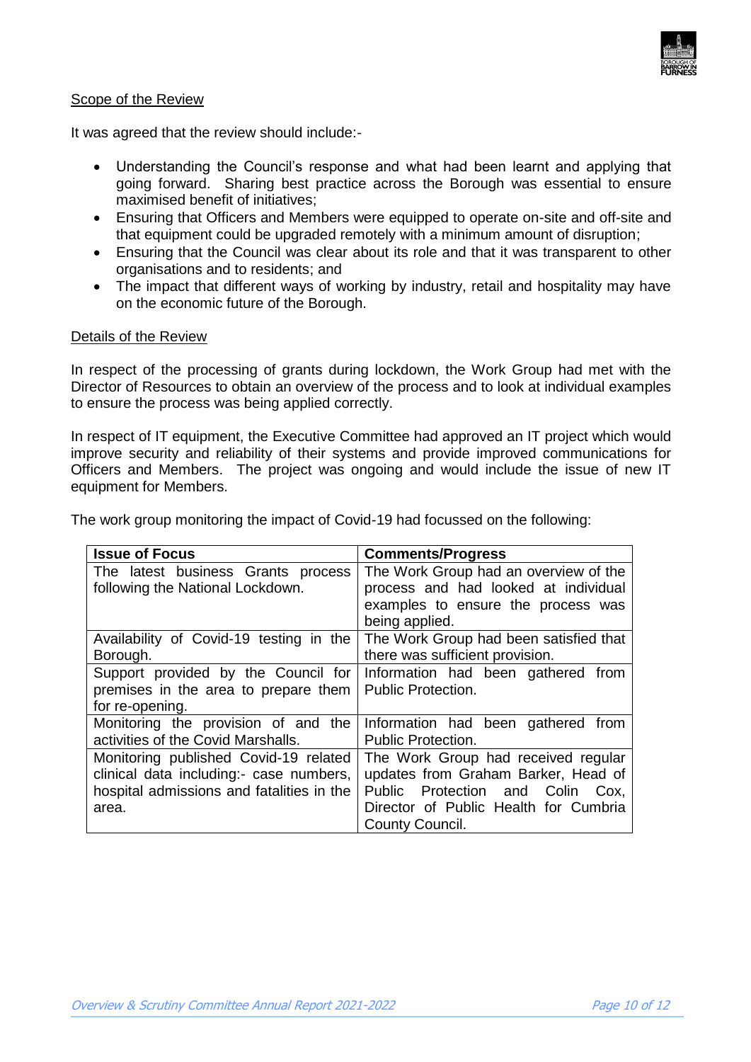Scope of the Review

It was agreed that the review should include:-

- Understanding the Council's response and what had been learnt and applying that going forward. Sharing best practice across the Borough was essential to ensure maximised benefit of initiatives;
- Ensuring that Officers and Members were equipped to operate on-site and off-site and that equipment could be upgraded remotely with a minimum amount of disruption;
- Ensuring that the Council was clear about its role and that it was transparent to other organisations and to residents; and
- The impact that different ways of working by industry, retail and hospitality may have on the economic future of the Borough.

Details of the Review

In respect of the processing of grants during lockdown, the Work Group had met with the Director of Resources to obtain an overview of the process and to look at individual examples to ensure the process was being applied correctly.

In respect of IT equipment, the Executive Committee had approved an IT project which would improve security and reliability of their systems and provide improved communications for Officers and Members. The project was ongoing and would include the issue of new IT equipment for Members.

The work group monitoring the impact of Covid-19 had focussed on the following:

| Issue of Focus | Comments/Progress |
|---|---|
| The latest business Grants process following the National Lockdown. | The Work Group had an overview of the process and had looked at individual examples to ensure the process was being applied. |
| Availability of Covid-19 testing in the Borough. | The Work Group had been satisfied that there was sufficient provision. |
| Support provided by the Council for premises in the area to prepare them for re-opening. | Information had been gathered from Public Protection. |
| Monitoring the provision of and the activities of the Covid Marshalls. | Information had been gathered from Public Protection. |
| Monitoring published Covid-19 related clinical data including:- case numbers, hospital admissions and fatalities in the area. | The Work Group had received regular updates from Graham Barker, Head of Public Protection and Colin Cox, Director of Public Health for Cumbria County Council. |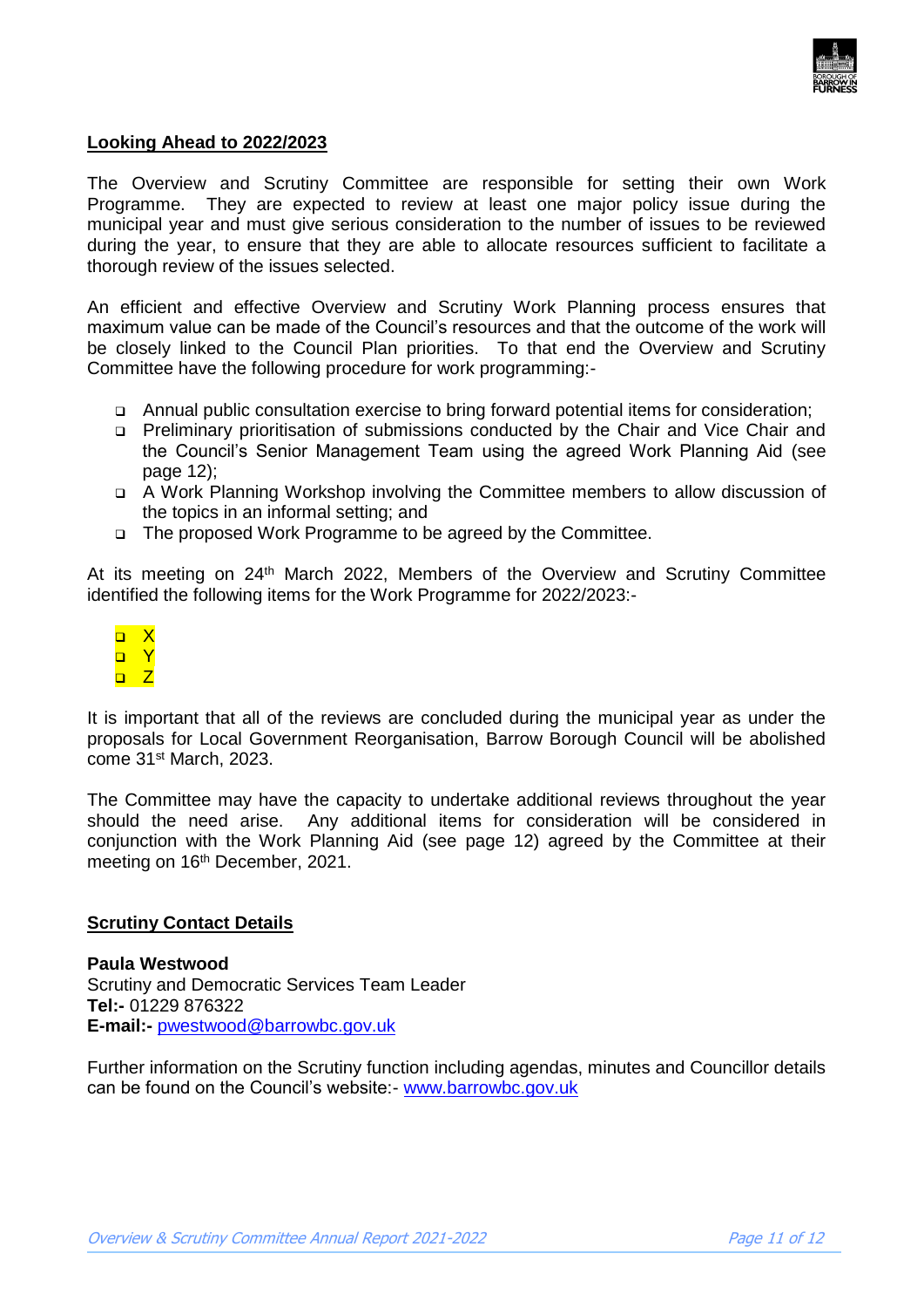## Looking Ahead to 2022/2023

The Overview and Scrutiny Committee are responsible for setting their own Work Programme. They are expected to review at least one major policy issue during the municipal year and must give serious consideration to the number of issues to be reviewed during the year, to ensure that they are able to allocate resources sufficient to facilitate a thorough review of the issues selected.

An efficient and effective Overview and Scrutiny Work Planning process ensures that maximum value can be made of the Council's resources and that the outcome of the work will be closely linked to the Council Plan priorities. To that end the Overview and Scrutiny Committee have the following procedure for work programming:-

- Annual public consultation exercise to bring forward potential items for consideration;
- Preliminary prioritisation of submissions conducted by the Chair and Vice Chair and the Council's Senior Management Team using the agreed Work Planning Aid (see page 12);
- A Work Planning Workshop involving the Committee members to allow discussion of the topics in an informal setting; and
- The proposed Work Programme to be agreed by the Committee.

At its meeting on 24th March 2022, Members of the Overview and Scrutiny Committee identified the following items for the Work Programme for 2022/2023:-

- X
- Y
- Z

It is important that all of the reviews are concluded during the municipal year as under the proposals for Local Government Reorganisation, Barrow Borough Council will be abolished come 31st March, 2023.

The Committee may have the capacity to undertake additional reviews throughout the year should the need arise. Any additional items for consideration will be considered in conjunction with the Work Planning Aid (see page 12) agreed by the Committee at their meeting on 16th December, 2021.

## Scrutiny Contact Details

**Paula Westwood**
Scrutiny and Democratic Services Team Leader
**Tel:-** 01229 876322
**E-mail:-** pwestwood@barrowbc.gov.uk

Further information on the Scrutiny function including agendas, minutes and Councillor details can be found on the Council's website:- www.barrowbc.gov.uk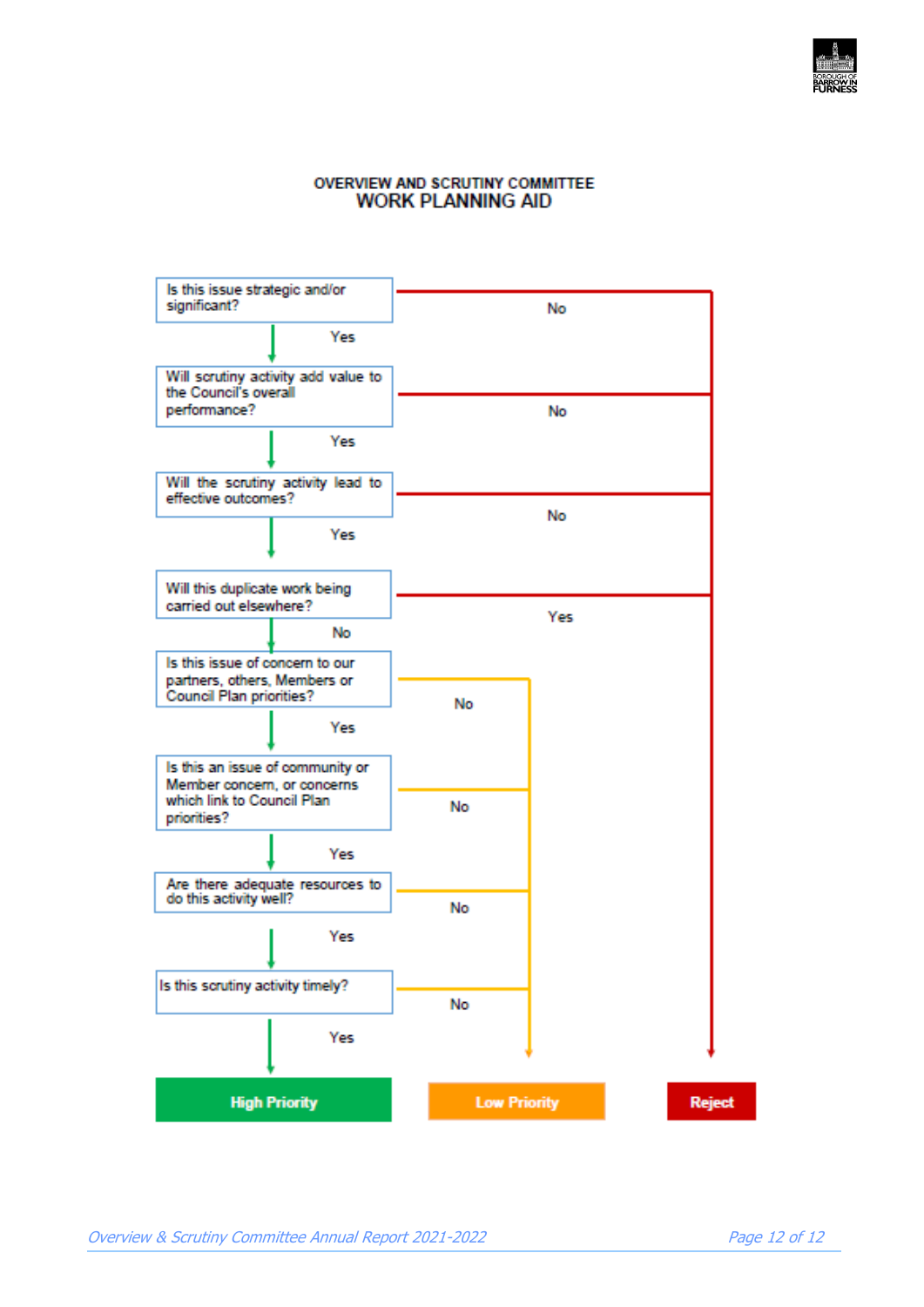OVERVIEW AND SCRUTINY COMMITTEE

# WORK PLANNING AID

Is this issue strategic and/or significant?

No

Yes

Will scrutiny activity add value to the Council's overall performance?

No

Yes

Will the scrutiny activity lead to effective outcomes?

No

Yes

Will this duplicate work being carried out elsewhere?

Yes

No

Is this issue of concern to our partners, others, Members or Council Plan priorities?

No

Yes

Is this an issue of community or Member concern, or concerns which link to Council Plan priorities?

No

Yes

Are there adequate resources to do this activity well?

No

Yes

Is this scrutiny activity timely?

No

Yes

High Priority

Low Priority

Reject